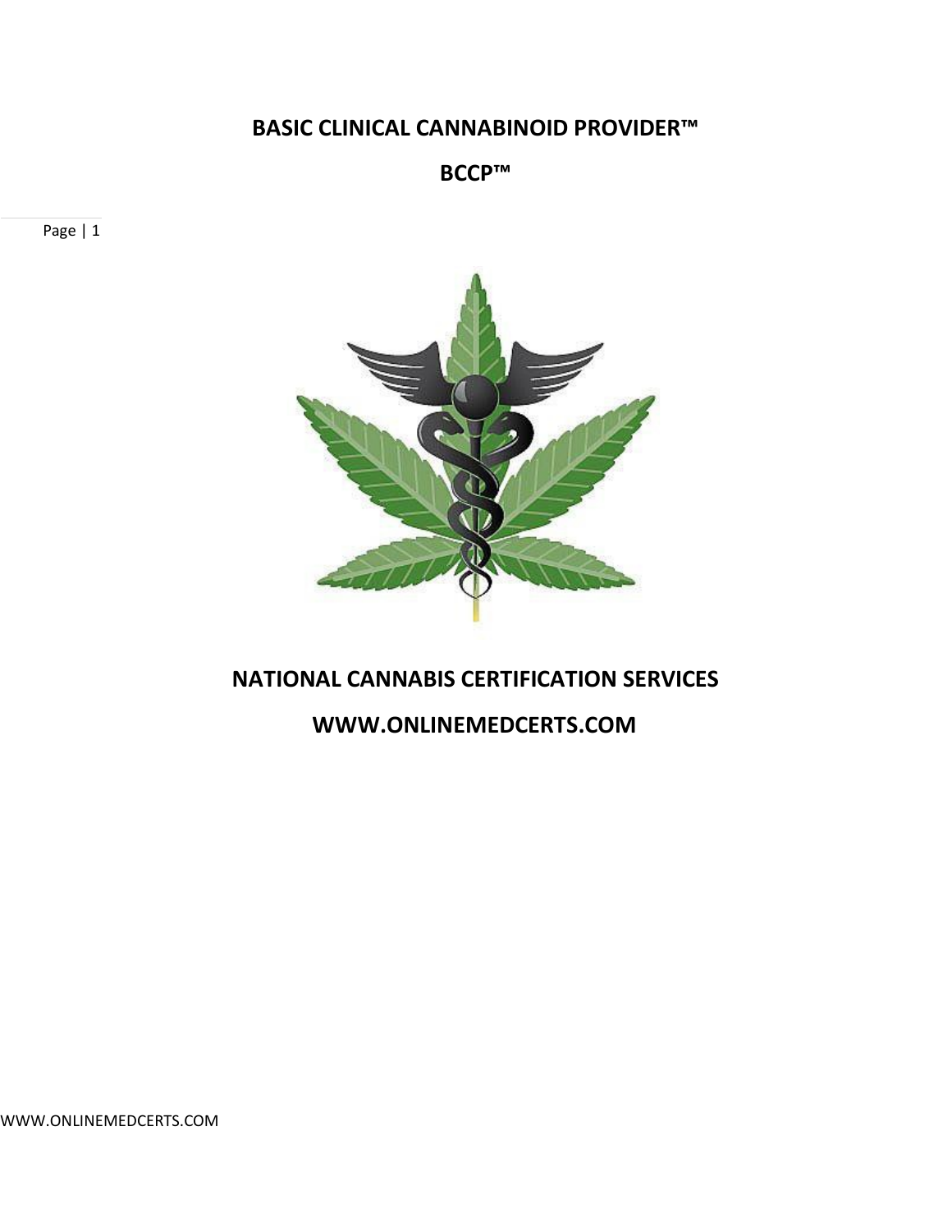# BASIC CLINICAL CANNABINOID PROVIDER™

## BCCP™

## NATIONAL CANNABIS CERTIFICATION SERVICES

## WWW.ONLINEMEDCERTS.COM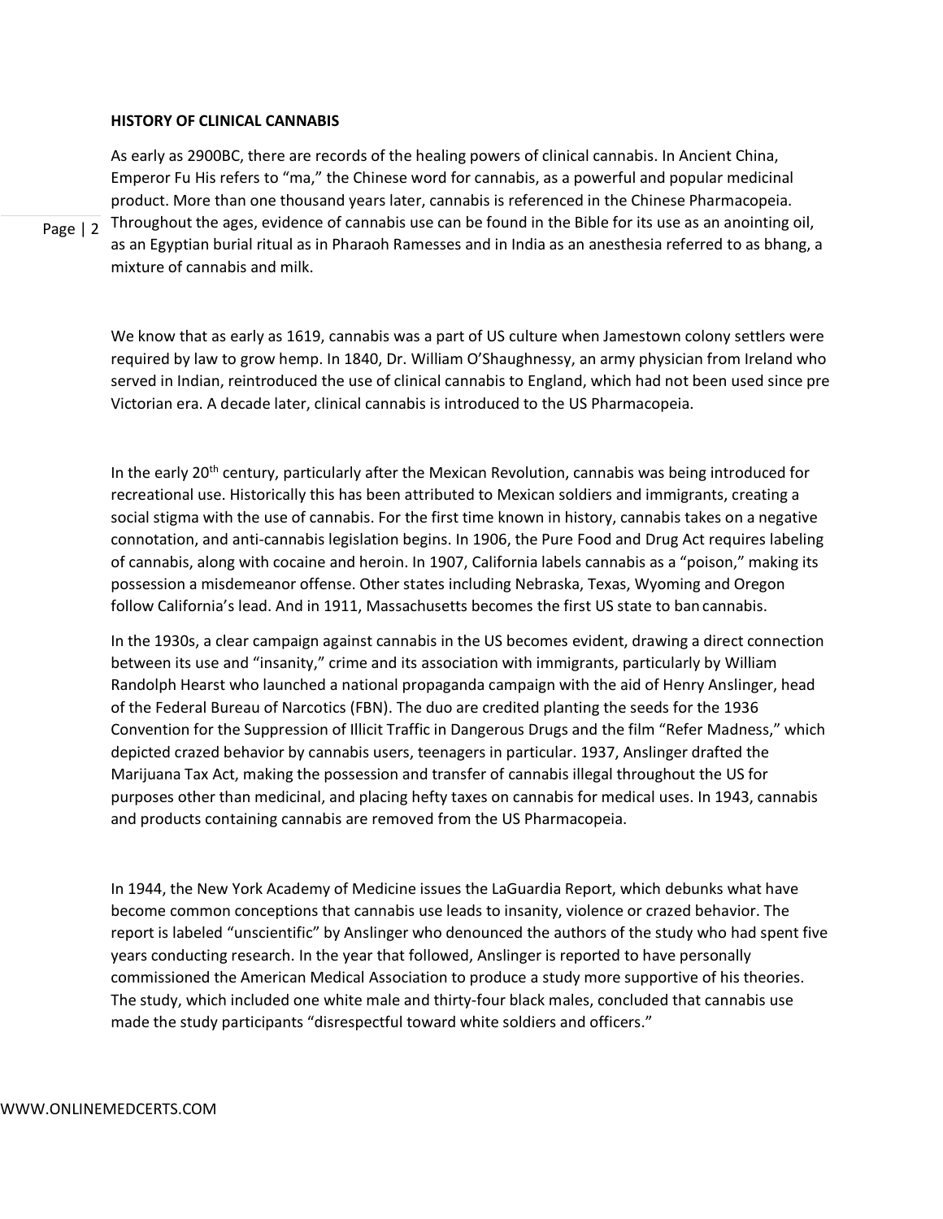**HISTORY OF CLINICAL CANNABIS**

As early as 2900BC, there are records of the healing powers of clinical cannabis. In Ancient China, Emperor Fu His refers to "ma," the Chinese word for cannabis, as a powerful and popular medicinal product. More than one thousand years later, cannabis is referenced in the Chinese Pharmacopeia. Throughout the ages, evidence of cannabis use can be found in the Bible for its use as an anointing oil, as an Egyptian burial ritual as in Pharaoh Ramesses and in India as an anesthesia referred to as bhang, a mixture of cannabis and milk.

We know that as early as 1619, cannabis was a part of US culture when Jamestown colony settlers were required by law to grow hemp. In 1840, Dr. William O'Shaughnessy, an army physician from Ireland who served in Indian, reintroduced the use of clinical cannabis to England, which had not been used since pre Victorian era. A decade later, clinical cannabis is introduced to the US Pharmacopeia.

In the early 20th century, particularly after the Mexican Revolution, cannabis was being introduced for recreational use. Historically this has been attributed to Mexican soldiers and immigrants, creating a social stigma with the use of cannabis. For the first time known in history, cannabis takes on a negative connotation, and anti-cannabis legislation begins. In 1906, the Pure Food and Drug Act requires labeling of cannabis, along with cocaine and heroin. In 1907, California labels cannabis as a "poison," making its possession a misdemeanor offense. Other states including Nebraska, Texas, Wyoming and Oregon follow California's lead. And in 1911, Massachusetts becomes the first US state to ban cannabis.

In the 1930s, a clear campaign against cannabis in the US becomes evident, drawing a direct connection between its use and "insanity," crime and its association with immigrants, particularly by William Randolph Hearst who launched a national propaganda campaign with the aid of Henry Anslinger, head of the Federal Bureau of Narcotics (FBN). The duo are credited planting the seeds for the 1936 Convention for the Suppression of Illicit Traffic in Dangerous Drugs and the film "Refer Madness," which depicted crazed behavior by cannabis users, teenagers in particular. 1937, Anslinger drafted the Marijuana Tax Act, making the possession and transfer of cannabis illegal throughout the US for purposes other than medicinal, and placing hefty taxes on cannabis for medical uses. In 1943, cannabis and products containing cannabis are removed from the US Pharmacopeia.

In 1944, the New York Academy of Medicine issues the LaGuardia Report, which debunks what have become common conceptions that cannabis use leads to insanity, violence or crazed behavior. The report is labeled "unscientific" by Anslinger who denounced the authors of the study who had spent five years conducting research. In the year that followed, Anslinger is reported to have personally commissioned the American Medical Association to produce a study more supportive of his theories. The study, which included one white male and thirty-four black males, concluded that cannabis use made the study participants "disrespectful toward white soldiers and officers."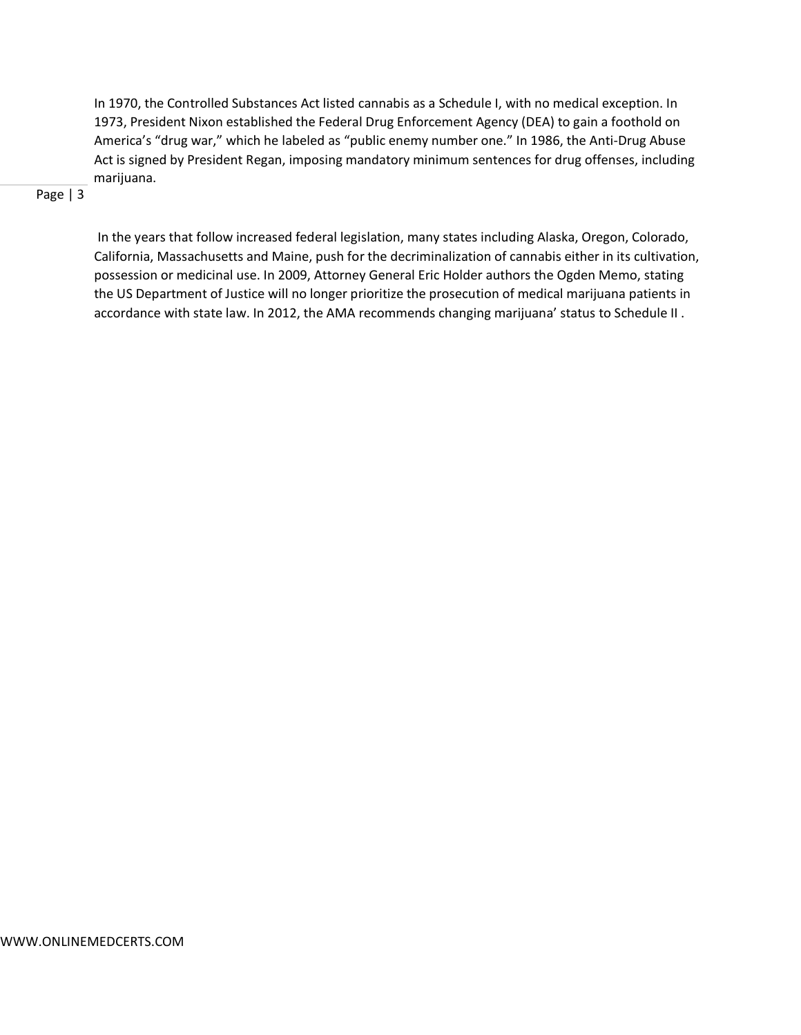In 1970, the Controlled Substances Act listed cannabis as a Schedule I, with no medical exception. In 1973, President Nixon established the Federal Drug Enforcement Agency (DEA) to gain a foothold on America's "drug war," which he labeled as "public enemy number one." In 1986, the Anti-Drug Abuse Act is signed by President Regan, imposing mandatory minimum sentences for drug offenses, including marijuana.

In the years that follow increased federal legislation, many states including Alaska, Oregon, Colorado, California, Massachusetts and Maine, push for the decriminalization of cannabis either in its cultivation, possession or medicinal use. In 2009, Attorney General Eric Holder authors the Ogden Memo, stating the US Department of Justice will no longer prioritize the prosecution of medical marijuana patients in accordance with state law. In 2012, the AMA recommends changing marijuana' status to Schedule II .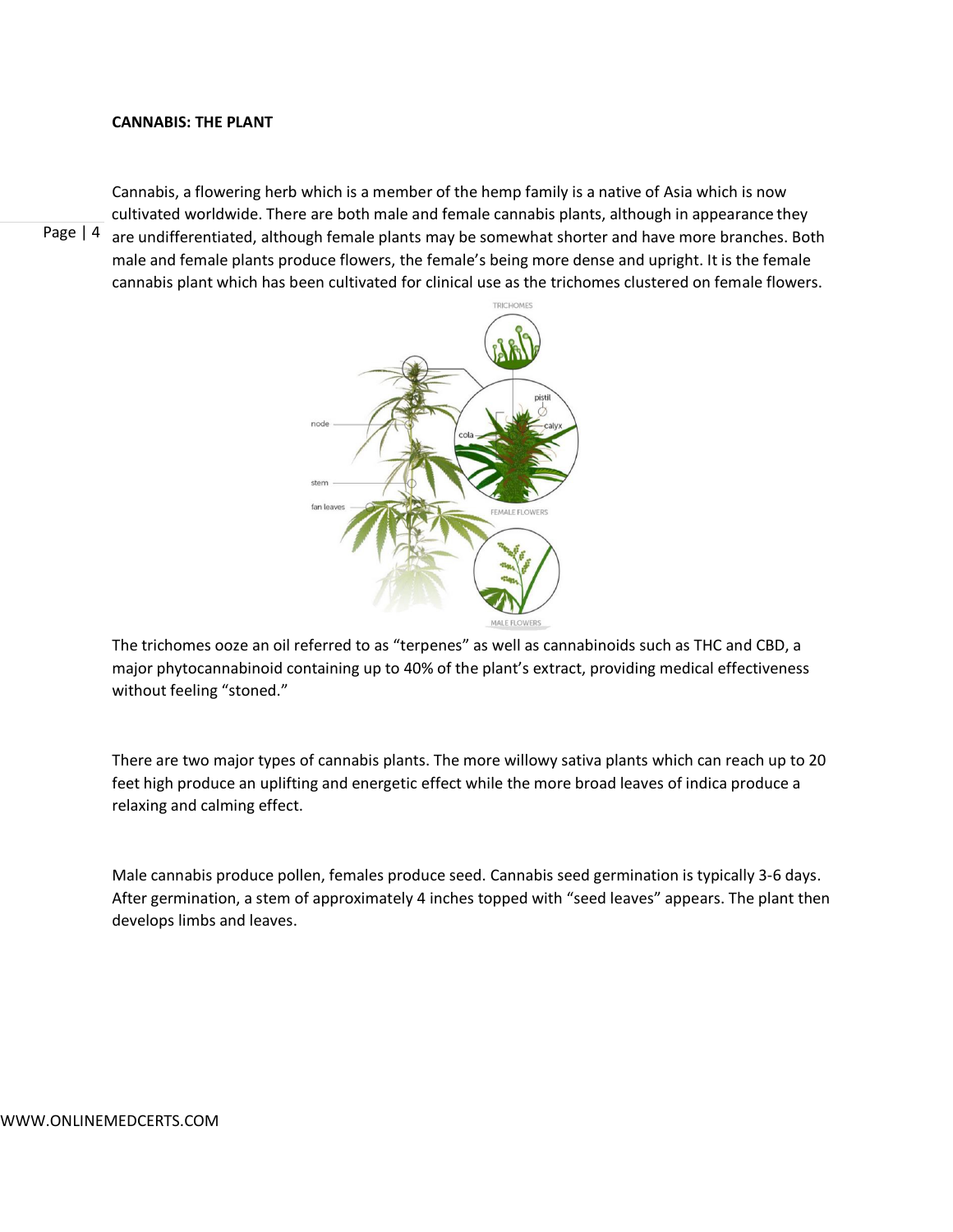**CANNABIS: THE PLANT**

Cannabis, a flowering herb which is a member of the hemp family is a native of Asia which is now cultivated worldwide. There are both male and female cannabis plants, although in appearance they are undifferentiated, although female plants may be somewhat shorter and have more branches. Both male and female plants produce flowers, the female's being more dense and upright. It is the female cannabis plant which has been cultivated for clinical use as the trichomes clustered on female flowers.

The trichomes ooze an oil referred to as "terpenes" as well as cannabinoids such as THC and CBD, a major phytocannabinoid containing up to 40% of the plant's extract, providing medical effectiveness without feeling "stoned."

There are two major types of cannabis plants. The more willowy sativa plants which can reach up to 20 feet high produce an uplifting and energetic effect while the more broad leaves of indica produce a relaxing and calming effect.

Male cannabis produce pollen, females produce seed. Cannabis seed germination is typically 3-6 days. After germination, a stem of approximately 4 inches topped with "seed leaves" appears. The plant then develops limbs and leaves.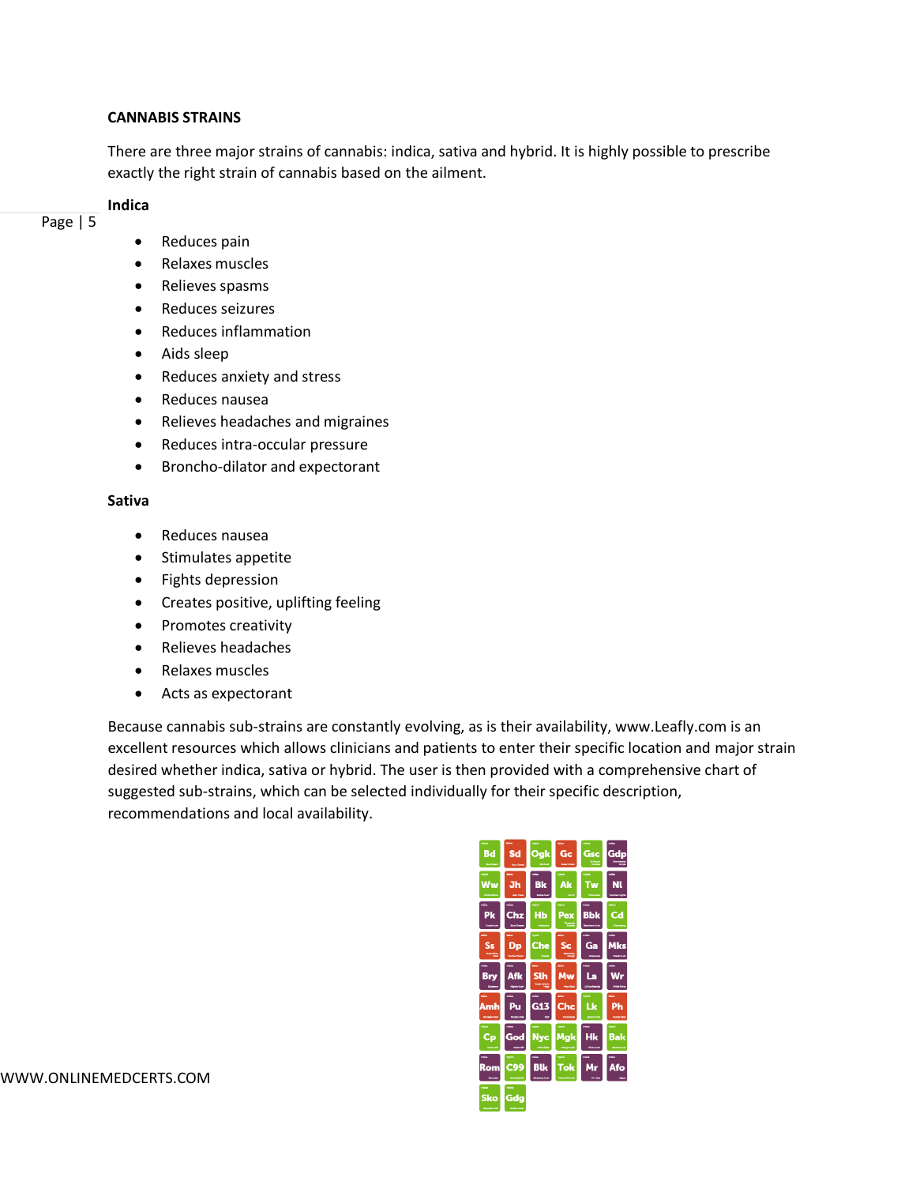**CANNABIS STRAINS**

There are three major strains of cannabis: indica, sativa and hybrid. It is highly possible to prescribe exactly the right strain of cannabis based on the ailment.

**Indica**

- Reduces pain
- Relaxes muscles
- Relieves spasms
- Reduces seizures
- Reduces inflammation
- Aids sleep
- Reduces anxiety and stress
- Reduces nausea
- Relieves headaches and migraines
- Reduces intra-occular pressure
- Broncho-dilator and expectorant

**Sativa**

- Reduces nausea
- Stimulates appetite
- Fights depression
- Creates positive, uplifting feeling
- Promotes creativity
- Relieves headaches
- Relaxes muscles
- Acts as expectorant

Because cannabis sub-strains are constantly evolving, as is their availability, www.Leafly.com is an excellent resources which allows clinicians and patients to enter their specific location and major strain desired whether indica, sativa or hybrid. The user is then provided with a comprehensive chart of suggested sub-strains, which can be selected individually for their specific description, recommendations and local availability.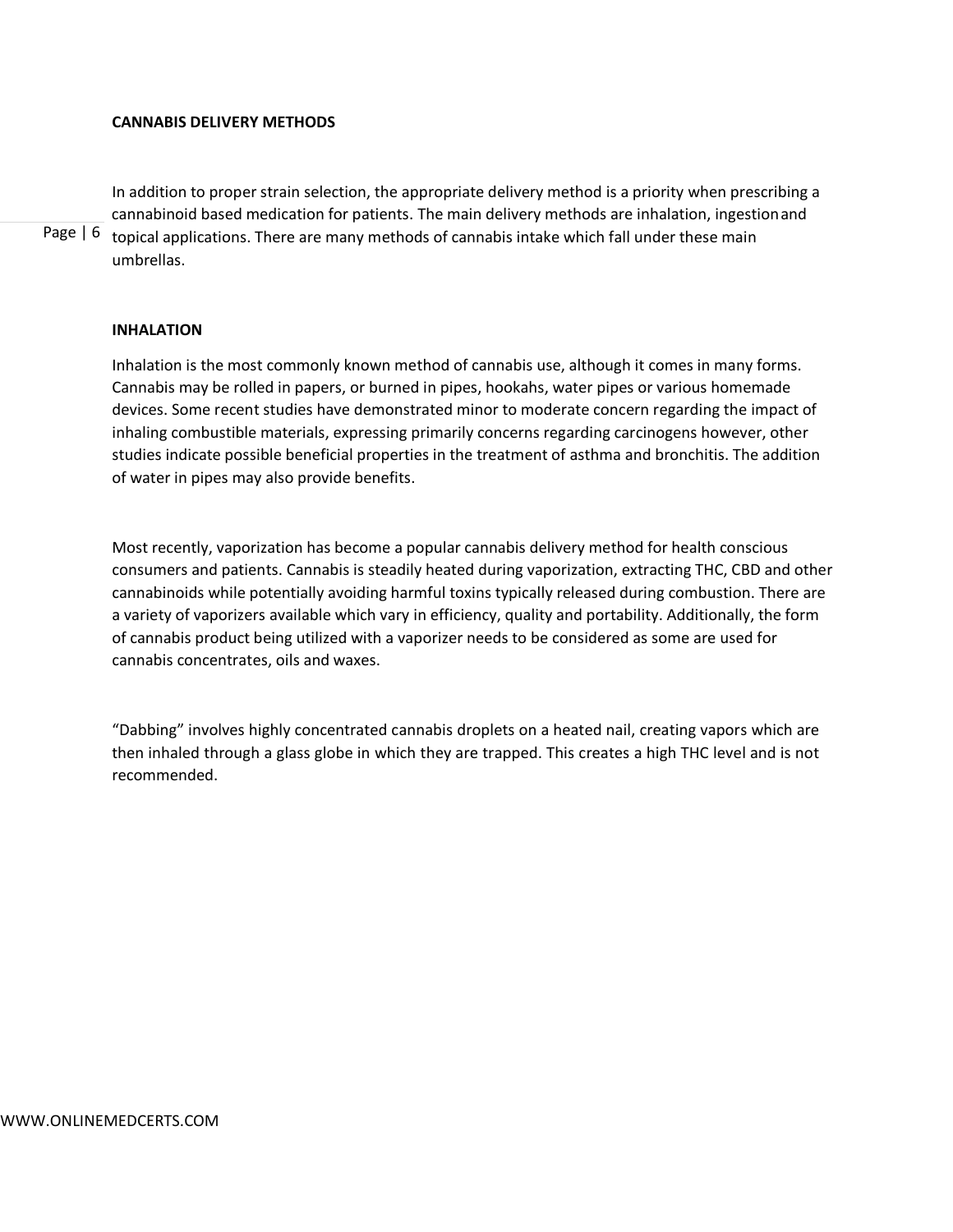## CANNABIS DELIVERY METHODS

In addition to proper strain selection, the appropriate delivery method is a priority when prescribing a cannabinoid based medication for patients. The main delivery methods are inhalation, ingestion and topical applications. There are many methods of cannabis intake which fall under these main umbrellas.

### INHALATION

Inhalation is the most commonly known method of cannabis use, although it comes in many forms. Cannabis may be rolled in papers, or burned in pipes, hookahs, water pipes or various homemade devices. Some recent studies have demonstrated minor to moderate concern regarding the impact of inhaling combustible materials, expressing primarily concerns regarding carcinogens however, other studies indicate possible beneficial properties in the treatment of asthma and bronchitis. The addition of water in pipes may also provide benefits.

Most recently, vaporization has become a popular cannabis delivery method for health conscious consumers and patients. Cannabis is steadily heated during vaporization, extracting THC, CBD and other cannabinoids while potentially avoiding harmful toxins typically released during combustion. There are a variety of vaporizers available which vary in efficiency, quality and portability. Additionally, the form of cannabis product being utilized with a vaporizer needs to be considered as some are used for cannabis concentrates, oils and waxes.

"Dabbing" involves highly concentrated cannabis droplets on a heated nail, creating vapors which are then inhaled through a glass globe in which they are trapped. This creates a high THC level and is not recommended.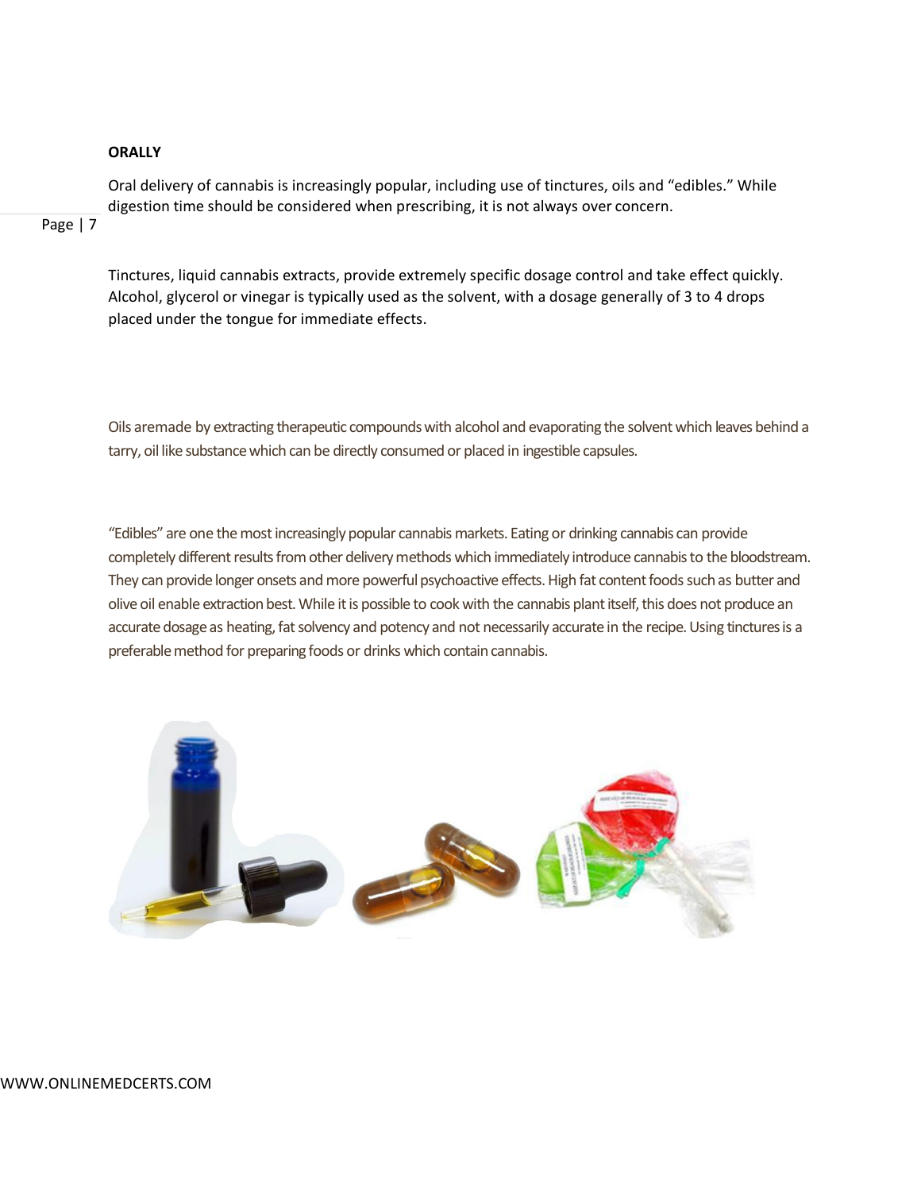**ORALLY**

Oral delivery of cannabis is increasingly popular, including use of tinctures, oils and "edibles." While digestion time should be considered when prescribing, it is not always over concern.

Tinctures, liquid cannabis extracts, provide extremely specific dosage control and take effect quickly. Alcohol, glycerol or vinegar is typically used as the solvent, with a dosage generally of 3 to 4 drops placed under the tongue for immediate effects.

Oils aremade by extracting therapeutic compounds with alcohol and evaporating the solvent which leaves behind a tarry, oil like substance which can be directly consumed or placed in ingestible capsules.

"Edibles" are one the most increasingly popular cannabis markets. Eating or drinking cannabis can provide completely different results from other delivery methods which immediately introduce cannabis to the bloodstream. They can provide longer onsets and more powerful psychoactive effects. High fat content foods such as butter and olive oil enable extraction best. While it is possible to cook with the cannabis plant itself, this does not produce an accurate dosage as heating, fat solvency and potency and not necessarily accurate in the recipe. Using tinctures is a preferable method for preparing foods or drinks which contain cannabis.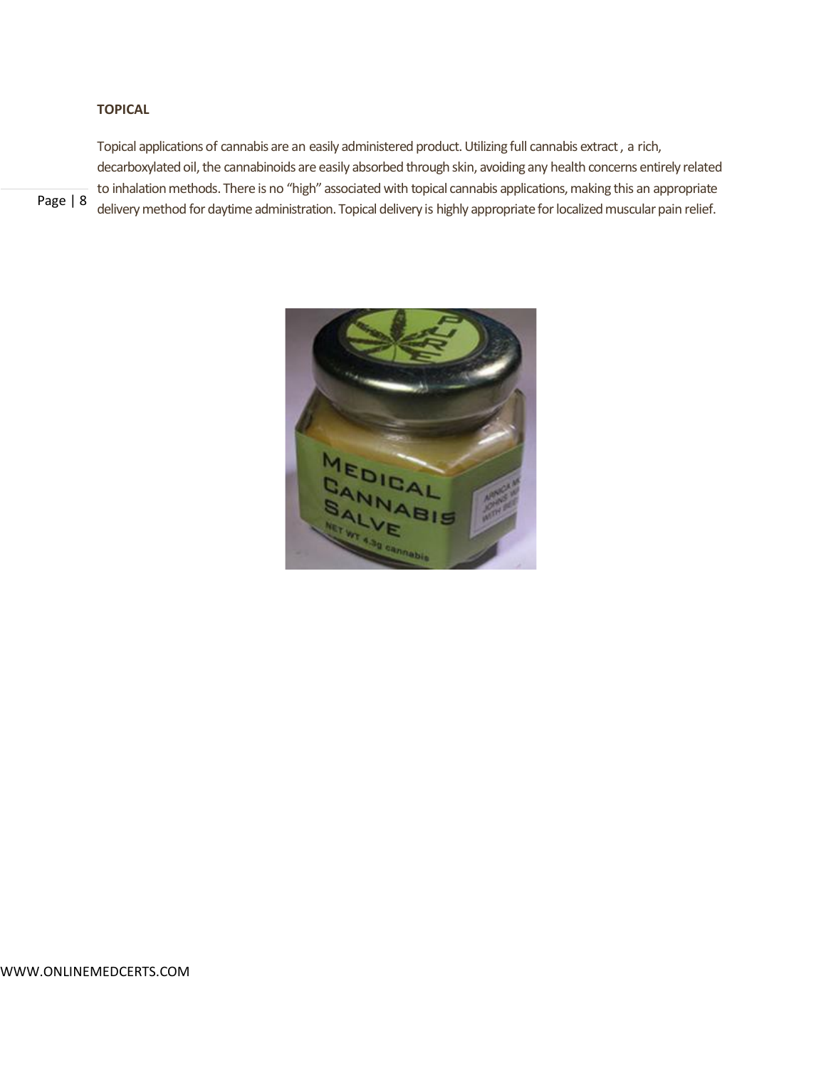**TOPICAL**

Topical applications of cannabis are an easily administered product. Utilizing full cannabis extract , a rich, decarboxylated oil, the cannabinoids are easily absorbed through skin, avoiding any health concerns entirely related to inhalation methods. There is no "high" associated with topical cannabis applications, making this an appropriate delivery method for daytime administration. Topical delivery is highly appropriate for localized muscular pain relief.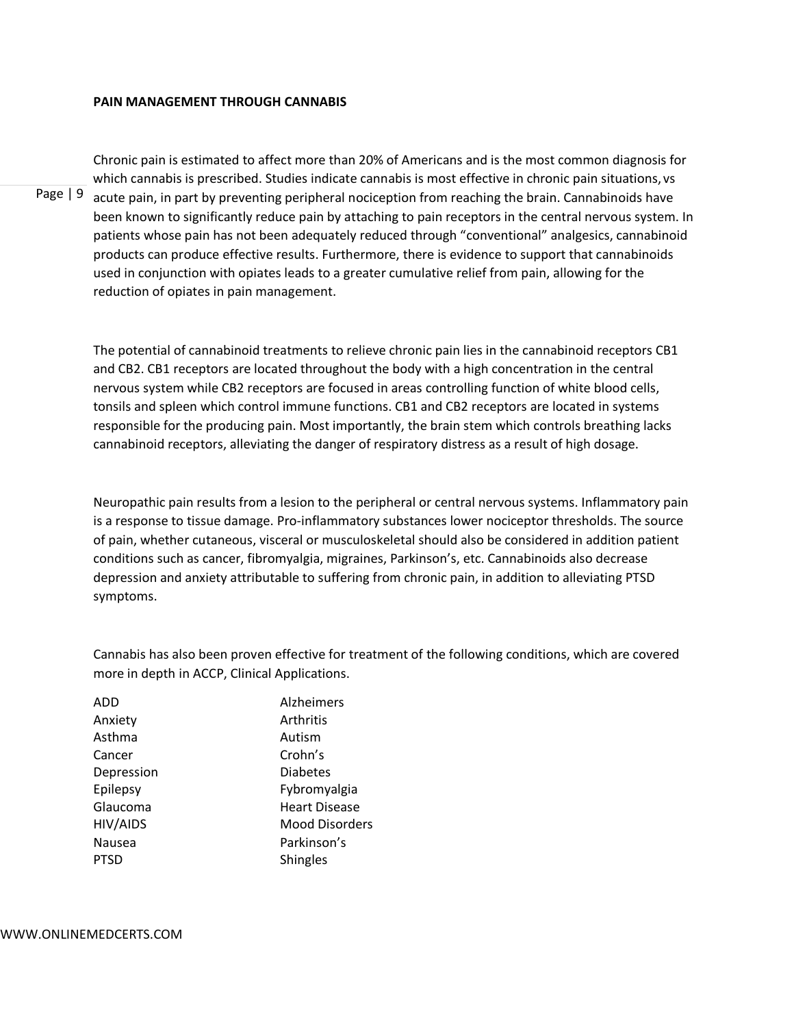**PAIN MANAGEMENT THROUGH CANNABIS**

Chronic pain is estimated to affect more than 20% of Americans and is the most common diagnosis for which cannabis is prescribed. Studies indicate cannabis is most effective in chronic pain situations, vs acute pain, in part by preventing peripheral nociception from reaching the brain. Cannabinoids have been known to significantly reduce pain by attaching to pain receptors in the central nervous system. In patients whose pain has not been adequately reduced through "conventional" analgesics, cannabinoid products can produce effective results. Furthermore, there is evidence to support that cannabinoids used in conjunction with opiates leads to a greater cumulative relief from pain, allowing for the reduction of opiates in pain management.

The potential of cannabinoid treatments to relieve chronic pain lies in the cannabinoid receptors CB1 and CB2. CB1 receptors are located throughout the body with a high concentration in the central nervous system while CB2 receptors are focused in areas controlling function of white blood cells, tonsils and spleen which control immune functions. CB1 and CB2 receptors are located in systems responsible for the producing pain. Most importantly, the brain stem which controls breathing lacks cannabinoid receptors, alleviating the danger of respiratory distress as a result of high dosage.

Neuropathic pain results from a lesion to the peripheral or central nervous systems. Inflammatory pain is a response to tissue damage. Pro-inflammatory substances lower nociceptor thresholds. The source of pain, whether cutaneous, visceral or musculoskeletal should also be considered in addition patient conditions such as cancer, fibromyalgia, migraines, Parkinson's, etc. Cannabinoids also decrease depression and anxiety attributable to suffering from chronic pain, in addition to alleviating PTSD symptoms.

Cannabis has also been proven effective for treatment of the following conditions, which are covered more in depth in ACCP, Clinical Applications.

| | |
|---|---|
| ADD | Alzheimers |
| Anxiety | Arthritis |
| Asthma | Autism |
| Cancer | Crohn's |
| Depression | Diabetes |
| Epilepsy | Fybromyalgia |
| Glaucoma | Heart Disease |
| HIV/AIDS | Mood Disorders |
| Nausea | Parkinson's |
| PTSD | Shingles |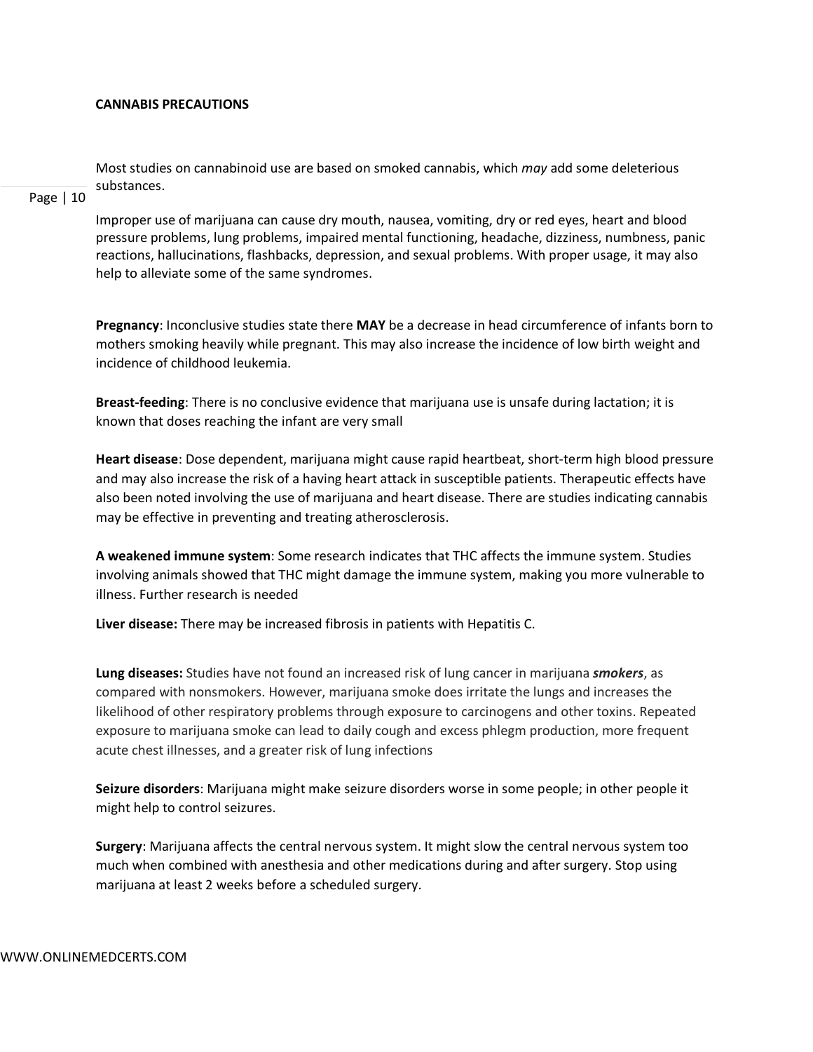**CANNABIS PRECAUTIONS**

Most studies on cannabinoid use are based on smoked cannabis, which *may* add some deleterious substances.

Improper use of marijuana can cause dry mouth, nausea, vomiting, dry or red eyes, heart and blood pressure problems, lung problems, impaired mental functioning, headache, dizziness, numbness, panic reactions, hallucinations, flashbacks, depression, and sexual problems. With proper usage, it may also help to alleviate some of the same syndromes.

**Pregnancy**: Inconclusive studies state there **MAY** be a decrease in head circumference of infants born to mothers smoking heavily while pregnant. This may also increase the incidence of low birth weight and incidence of childhood leukemia.

**Breast-feeding**: There is no conclusive evidence that marijuana use is unsafe during lactation; it is known that doses reaching the infant are very small

**Heart disease**: Dose dependent, marijuana might cause rapid heartbeat, short-term high blood pressure and may also increase the risk of a having heart attack in susceptible patients. Therapeutic effects have also been noted involving the use of marijuana and heart disease. There are studies indicating cannabis may be effective in preventing and treating atherosclerosis.

**A weakened immune system**: Some research indicates that THC affects the immune system. Studies involving animals showed that THC might damage the immune system, making you more vulnerable to illness. Further research is needed

**Liver disease:** There may be increased fibrosis in patients with Hepatitis C.

**Lung diseases:** Studies have not found an increased risk of lung cancer in marijuana ***smokers***, as compared with nonsmokers. However, marijuana smoke does irritate the lungs and increases the likelihood of other respiratory problems through exposure to carcinogens and other toxins. Repeated exposure to marijuana smoke can lead to daily cough and excess phlegm production, more frequent acute chest illnesses, and a greater risk of lung infections

**Seizure disorders**: Marijuana might make seizure disorders worse in some people; in other people it might help to control seizures.

**Surgery**: Marijuana affects the central nervous system. It might slow the central nervous system too much when combined with anesthesia and other medications during and after surgery. Stop using marijuana at least 2 weeks before a scheduled surgery.